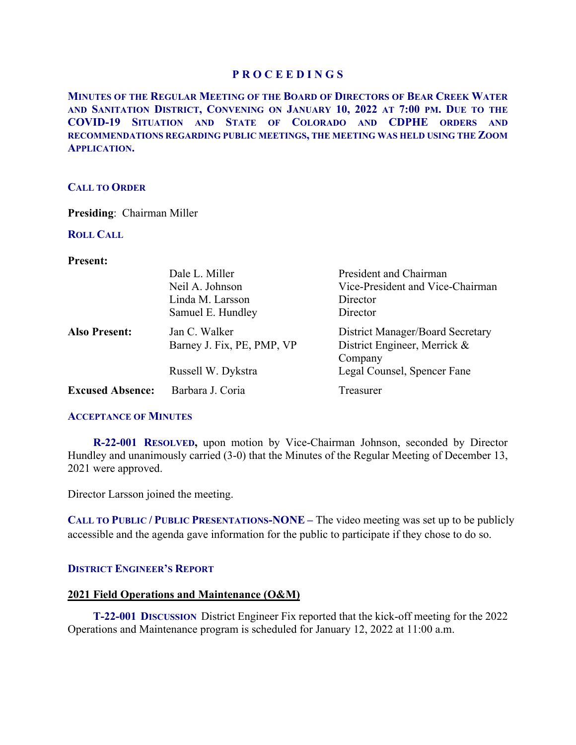# PROCEEDINGS

**MINUTES OF THE REGULAR MEETING OF THE BOARD OF DIRECTORS OF BEAR CREEK WATER AND SANITATION DISTRICT, CONVENING ON JANUARY 10, 2022 AT 7:00 PM. DUE TO THE COVID-19 SITUATION AND STATE OF COLORADO AND CDPHE ORDERS AND RECOMMENDATIONS REGARDING PUBLIC MEETINGS, THE MEETING WAS HELD USING THE ZOOM APPLICATION.**

## CALL TO ORDER

**Presiding**: Chairman Miller

## ROLL CALL

| | | |
|---|---|---|
| **Present:** | Dale L. Miller | President and Chairman |
| | Neil A. Johnson | Vice-President and Vice-Chairman |
| | Linda M. Larsson | Director |
| | Samuel E. Hundley | Director |
| **Also Present:** | Jan C. Walker | District Manager/Board Secretary |
| | Barney J. Fix, PE, PMP, VP | District Engineer, Merrick & Company |
| | Russell W. Dykstra | Legal Counsel, Spencer Fane |
| **Excused Absence:** | Barbara J. Coria | Treasurer |

## ACCEPTANCE OF MINUTES

**R-22-001 RESOLVED,** upon motion by Vice-Chairman Johnson, seconded by Director Hundley and unanimously carried (3-0) that the Minutes of the Regular Meeting of December 13, 2021 were approved.

Director Larsson joined the meeting.

**CALL TO PUBLIC / PUBLIC PRESENTATIONS-NONE –** The video meeting was set up to be publicly accessible and the agenda gave information for the public to participate if they chose to do so.

## DISTRICT ENGINEER'S REPORT

### 2021 Field Operations and Maintenance (O&M)

**T-22-001 DISCUSSION** District Engineer Fix reported that the kick-off meeting for the 2022 Operations and Maintenance program is scheduled for January 12, 2022 at 11:00 a.m.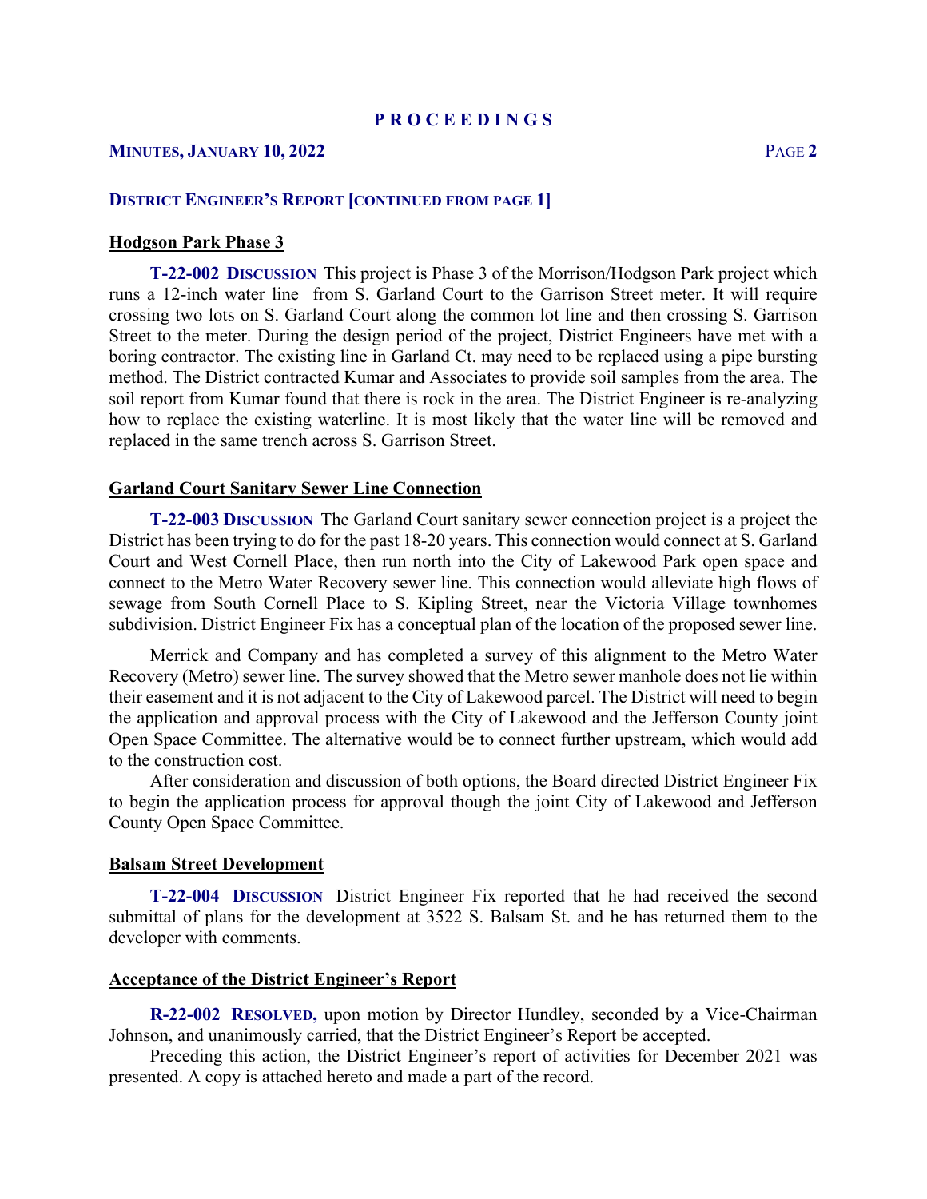**PROCEEDINGS**

**DISTRICT ENGINEER'S REPORT [CONTINUED FROM PAGE 1]**

**Hodgson Park Phase 3**

**T-22-002 DISCUSSION** This project is Phase 3 of the Morrison/Hodgson Park project which runs a 12-inch water line from S. Garland Court to the Garrison Street meter. It will require crossing two lots on S. Garland Court along the common lot line and then crossing S. Garrison Street to the meter. During the design period of the project, District Engineers have met with a boring contractor. The existing line in Garland Ct. may need to be replaced using a pipe bursting method. The District contracted Kumar and Associates to provide soil samples from the area. The soil report from Kumar found that there is rock in the area. The District Engineer is re-analyzing how to replace the existing waterline. It is most likely that the water line will be removed and replaced in the same trench across S. Garrison Street.

**Garland Court Sanitary Sewer Line Connection**

**T-22-003 DISCUSSION** The Garland Court sanitary sewer connection project is a project the District has been trying to do for the past 18-20 years. This connection would connect at S. Garland Court and West Cornell Place, then run north into the City of Lakewood Park open space and connect to the Metro Water Recovery sewer line. This connection would alleviate high flows of sewage from South Cornell Place to S. Kipling Street, near the Victoria Village townhomes subdivision. District Engineer Fix has a conceptual plan of the location of the proposed sewer line.

Merrick and Company and has completed a survey of this alignment to the Metro Water Recovery (Metro) sewer line. The survey showed that the Metro sewer manhole does not lie within their easement and it is not adjacent to the City of Lakewood parcel. The District will need to begin the application and approval process with the City of Lakewood and the Jefferson County joint Open Space Committee. The alternative would be to connect further upstream, which would add to the construction cost.

After consideration and discussion of both options, the Board directed District Engineer Fix to begin the application process for approval though the joint City of Lakewood and Jefferson County Open Space Committee.

**Balsam Street Development**

**T-22-004 DISCUSSION** District Engineer Fix reported that he had received the second submittal of plans for the development at 3522 S. Balsam St. and he has returned them to the developer with comments.

**Acceptance of the District Engineer's Report**

**R-22-002 RESOLVED,** upon motion by Director Hundley, seconded by a Vice-Chairman Johnson, and unanimously carried, that the District Engineer's Report be accepted.

Preceding this action, the District Engineer's report of activities for December 2021 was presented. A copy is attached hereto and made a part of the record.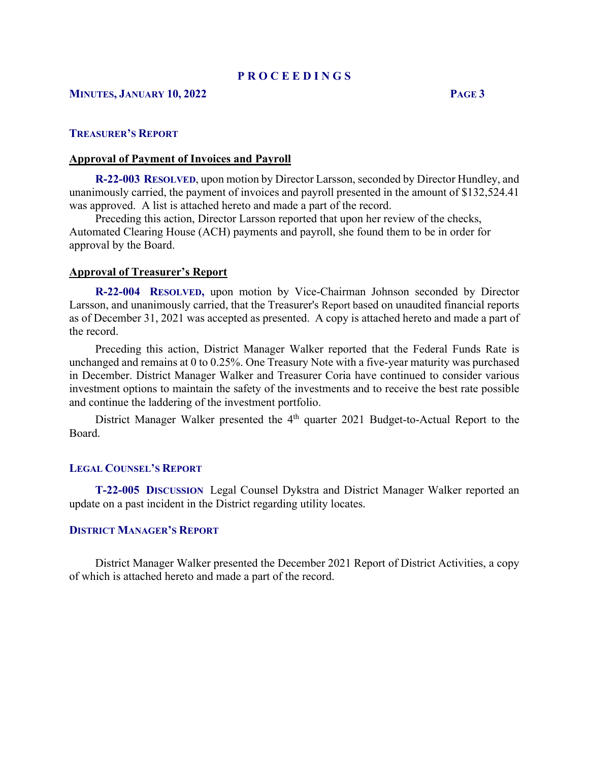## TREASURER'S REPORT

### Approval of Payment of Invoices and Payroll

**R-22-003 RESOLVED**, upon motion by Director Larsson, seconded by Director Hundley, and unanimously carried, the payment of invoices and payroll presented in the amount of $132,524.41 was approved. A list is attached hereto and made a part of the record.

Preceding this action, Director Larsson reported that upon her review of the checks, Automated Clearing House (ACH) payments and payroll, she found them to be in order for approval by the Board.

### Approval of Treasurer's Report

**R-22-004 RESOLVED,** upon motion by Vice-Chairman Johnson seconded by Director Larsson, and unanimously carried, that the Treasurer's Report based on unaudited financial reports as of December 31, 2021 was accepted as presented. A copy is attached hereto and made a part of the record.

Preceding this action, District Manager Walker reported that the Federal Funds Rate is unchanged and remains at 0 to 0.25%. One Treasury Note with a five-year maturity was purchased in December. District Manager Walker and Treasurer Coria have continued to consider various investment options to maintain the safety of the investments and to receive the best rate possible and continue the laddering of the investment portfolio.

District Manager Walker presented the 4th quarter 2021 Budget-to-Actual Report to the Board.

## LEGAL COUNSEL'S REPORT

**T-22-005 DISCUSSION** Legal Counsel Dykstra and District Manager Walker reported an update on a past incident in the District regarding utility locates.

## DISTRICT MANAGER'S REPORT

District Manager Walker presented the December 2021 Report of District Activities, a copy of which is attached hereto and made a part of the record.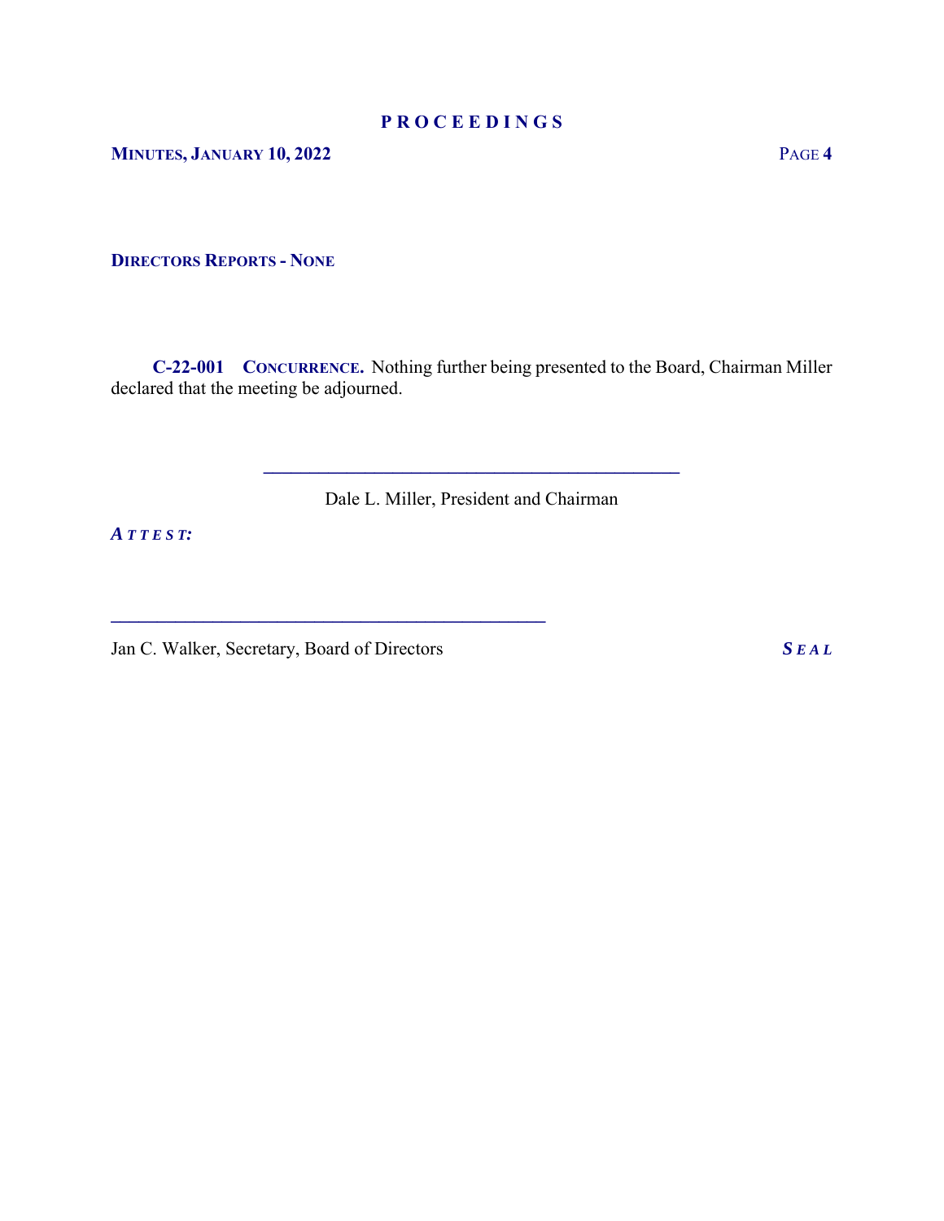**DIRECTORS REPORTS - NONE**

**C-22-001 CONCURRENCE.** Nothing further being presented to the Board, Chairman Miller declared that the meeting be adjourned.

\_\_\_\_\_\_\_\_\_\_\_\_\_\_\_\_\_\_\_\_\_\_\_\_\_\_\_\_\_\_\_\_\_\_\_\_\_\_\_\_\_\_\_

Dale L. Miller, President and Chairman

***ATTEST:***

\_\_\_\_\_\_\_\_\_\_\_\_\_\_\_\_\_\_\_\_\_\_\_\_\_\_\_\_\_\_\_\_\_\_\_\_\_\_\_\_\_\_\_

Jan C. Walker, Secretary, Board of Directors

***SEAL***